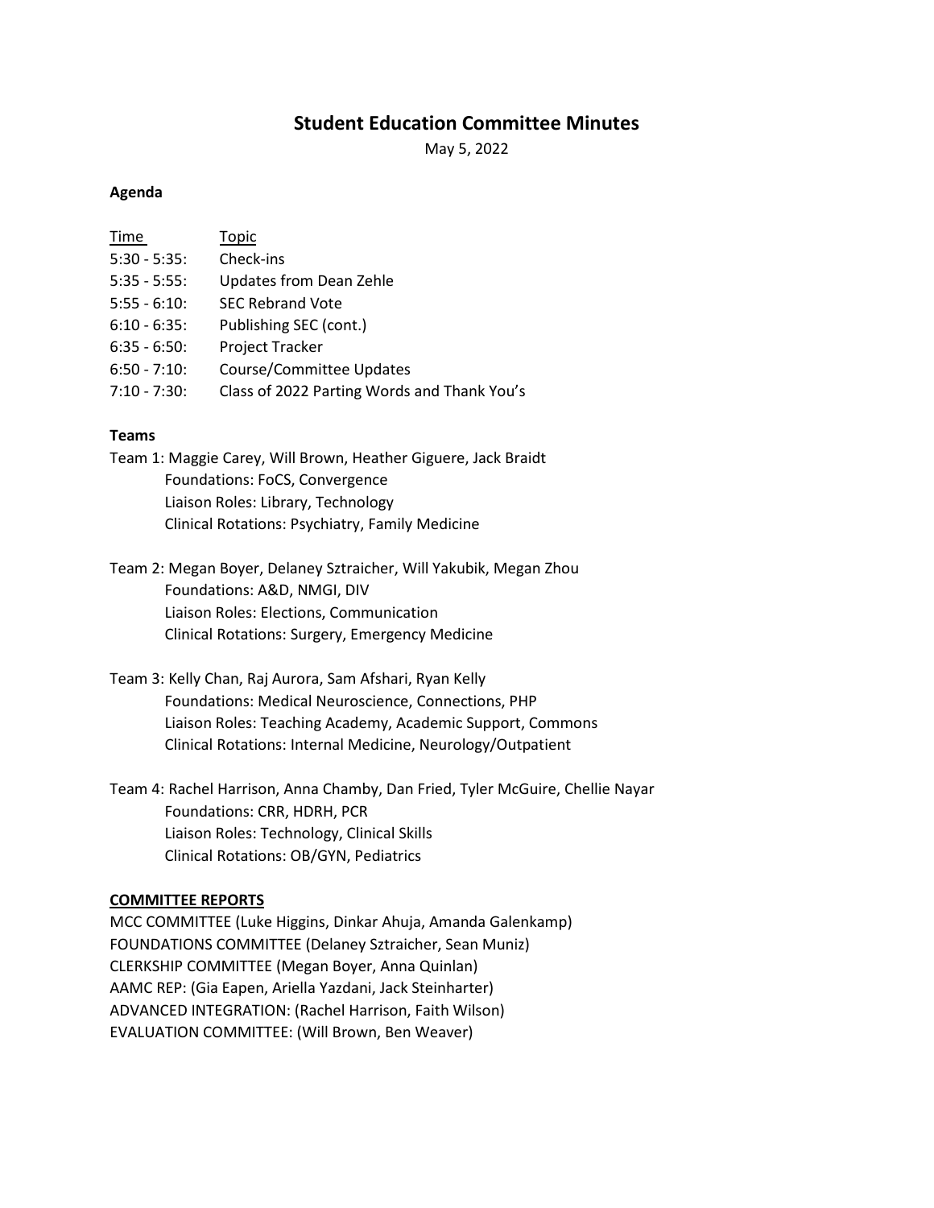# Student Education Committee Minutes

May 5, 2022

**Agenda**

| Time | Topic |
|---|---|
| 5:30 - 5:35: | Check-ins |
| 5:35 - 5:55: | Updates from Dean Zehle |
| 5:55 - 6:10: | SEC Rebrand Vote |
| 6:10 - 6:35: | Publishing SEC (cont.) |
| 6:35 - 6:50: | Project Tracker |
| 6:50 - 7:10: | Course/Committee Updates |
| 7:10 - 7:30: | Class of 2022 Parting Words and Thank You's |

**Teams**

Team 1: Maggie Carey, Will Brown, Heather Giguere, Jack Braidt
- Foundations: FoCS, Convergence
- Liaison Roles: Library, Technology
- Clinical Rotations: Psychiatry, Family Medicine

Team 2: Megan Boyer, Delaney Sztraicher, Will Yakubik, Megan Zhou
- Foundations: A&D, NMGI, DIV
- Liaison Roles: Elections, Communication
- Clinical Rotations: Surgery, Emergency Medicine

Team 3: Kelly Chan, Raj Aurora, Sam Afshari, Ryan Kelly
- Foundations: Medical Neuroscience, Connections, PHP
- Liaison Roles: Teaching Academy, Academic Support, Commons
- Clinical Rotations: Internal Medicine, Neurology/Outpatient

Team 4: Rachel Harrison, Anna Chamby, Dan Fried, Tyler McGuire, Chellie Nayar
- Foundations: CRR, HDRH, PCR
- Liaison Roles: Technology, Clinical Skills
- Clinical Rotations: OB/GYN, Pediatrics

**COMMITTEE REPORTS**

MCC COMMITTEE (Luke Higgins, Dinkar Ahuja, Amanda Galenkamp)
FOUNDATIONS COMMITTEE (Delaney Sztraicher, Sean Muniz)
CLERKSHIP COMMITTEE (Megan Boyer, Anna Quinlan)
AAMC REP: (Gia Eapen, Ariella Yazdani, Jack Steinharter)
ADVANCED INTEGRATION: (Rachel Harrison, Faith Wilson)
EVALUATION COMMITTEE: (Will Brown, Ben Weaver)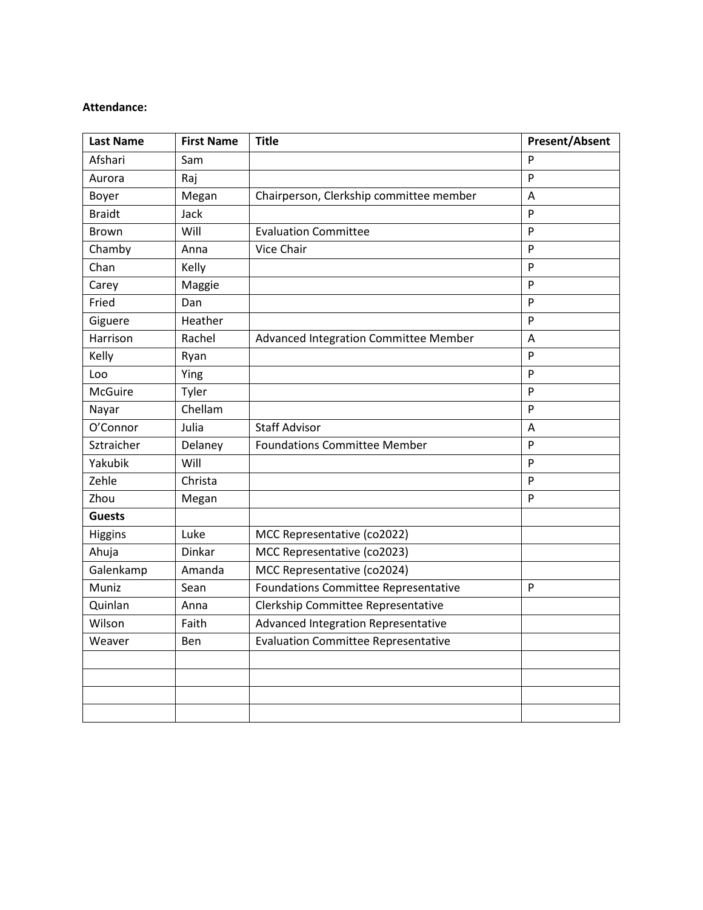**Attendance:**

| Last Name | First Name | Title | Present/Absent |
|---|---|---|---|
| Afshari | Sam | | P |
| Aurora | Raj | | P |
| Boyer | Megan | Chairperson, Clerkship committee member | A |
| Braidt | Jack | | P |
| Brown | Will | Evaluation Committee | P |
| Chamby | Anna | Vice Chair | P |
| Chan | Kelly | | P |
| Carey | Maggie | | P |
| Fried | Dan | | P |
| Giguere | Heather | | P |
| Harrison | Rachel | Advanced Integration Committee Member | A |
| Kelly | Ryan | | P |
| Loo | Ying | | P |
| McGuire | Tyler | | P |
| Nayar | Chellam | | P |
| O'Connor | Julia | Staff Advisor | A |
| Sztraicher | Delaney | Foundations Committee Member | P |
| Yakubik | Will | | P |
| Zehle | Christa | | P |
| Zhou | Megan | | P |
| **Guests** | | | |
| Higgins | Luke | MCC Representative (co2022) | |
| Ahuja | Dinkar | MCC Representative (co2023) | |
| Galenkamp | Amanda | MCC Representative (co2024) | |
| Muniz | Sean | Foundations Committee Representative | P |
| Quinlan | Anna | Clerkship Committee Representative | |
| Wilson | Faith | Advanced Integration Representative | |
| Weaver | Ben | Evaluation Committee Representative | |
| | | | |
| | | | |
| | | | |
| | | | |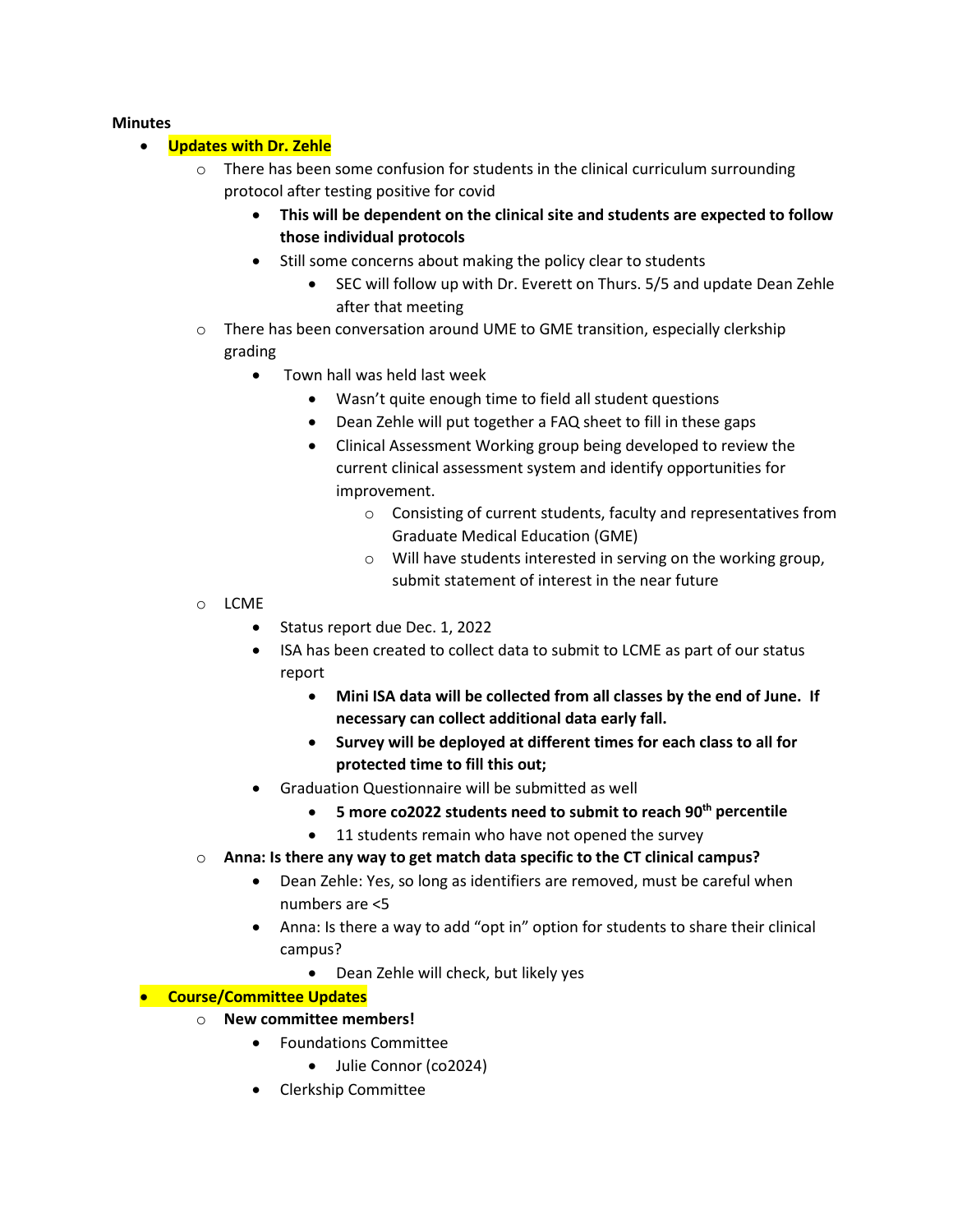**Minutes**

- **Updates with Dr. Zehle**
  - There has been some confusion for students in the clinical curriculum surrounding protocol after testing positive for covid
    - **This will be dependent on the clinical site and students are expected to follow those individual protocols**
    - Still some concerns about making the policy clear to students
      - SEC will follow up with Dr. Everett on Thurs. 5/5 and update Dean Zehle after that meeting
  - There has been conversation around UME to GME transition, especially clerkship grading
    - Town hall was held last week
      - Wasn't quite enough time to field all student questions
      - Dean Zehle will put together a FAQ sheet to fill in these gaps
      - Clinical Assessment Working group being developed to review the current clinical assessment system and identify opportunities for improvement.
        - Consisting of current students, faculty and representatives from Graduate Medical Education (GME)
        - Will have students interested in serving on the working group, submit statement of interest in the near future
  - LCME
    - Status report due Dec. 1, 2022
    - ISA has been created to collect data to submit to LCME as part of our status report
      - **Mini ISA data will be collected from all classes by the end of June. If necessary can collect additional data early fall.**
      - **Survey will be deployed at different times for each class to all for protected time to fill this out;**
    - Graduation Questionnaire will be submitted as well
      - **5 more co2022 students need to submit to reach 90th percentile**
      - 11 students remain who have not opened the survey
  - **Anna: Is there any way to get match data specific to the CT clinical campus?**
    - Dean Zehle: Yes, so long as identifiers are removed, must be careful when numbers are <5
    - Anna: Is there a way to add "opt in" option for students to share their clinical campus?
      - Dean Zehle will check, but likely yes
- **Course/Committee Updates**
  - **New committee members!**
    - Foundations Committee
      - Julie Connor (co2024)
    - Clerkship Committee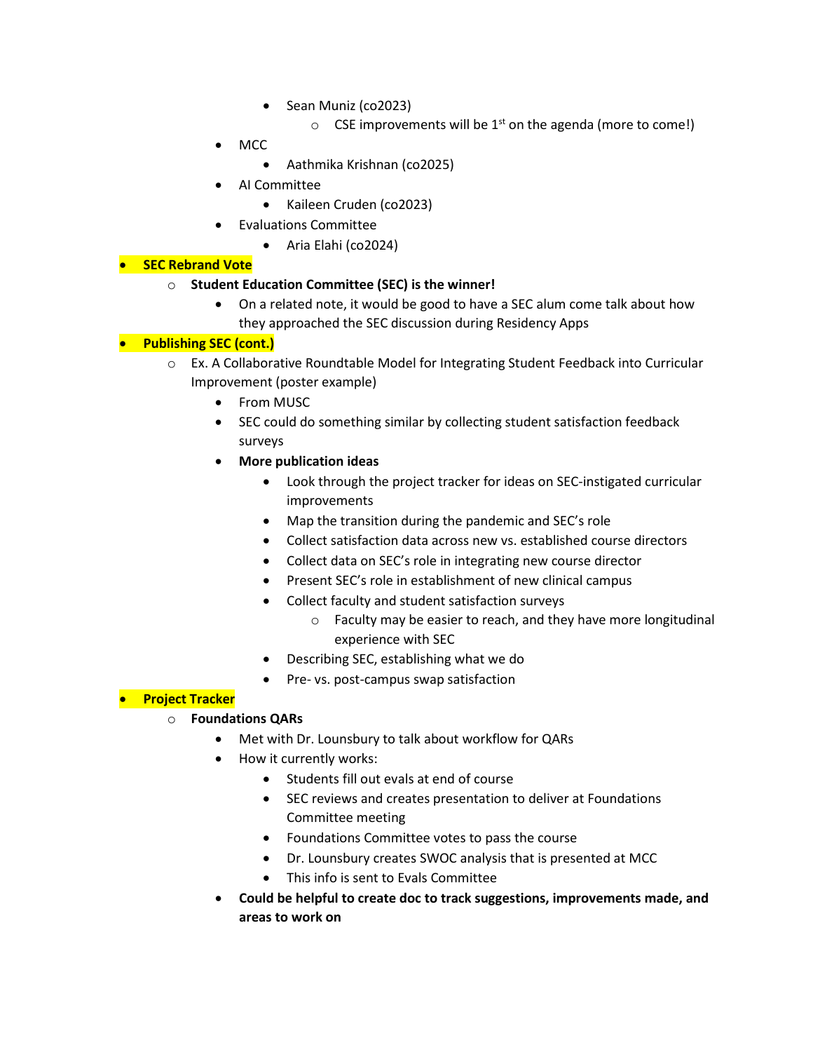- Sean Muniz (co2023)
      - CSE improvements will be 1st on the agenda (more to come!)
  - MCC
    - Aathmika Krishnan (co2025)
  - AI Committee
    - Kaileen Cruden (co2023)
  - Evaluations Committee
    - Aria Elahi (co2024)

- **SEC Rebrand Vote**
  - **Student Education Committee (SEC) is the winner!**
    - On a related note, it would be good to have a SEC alum come talk about how they approached the SEC discussion during Residency Apps
- **Publishing SEC (cont.)**
  - Ex. A Collaborative Roundtable Model for Integrating Student Feedback into Curricular Improvement (poster example)
    - From MUSC
    - SEC could do something similar by collecting student satisfaction feedback surveys
    - **More publication ideas**
      - Look through the project tracker for ideas on SEC-instigated curricular improvements
      - Map the transition during the pandemic and SEC's role
      - Collect satisfaction data across new vs. established course directors
      - Collect data on SEC's role in integrating new course director
      - Present SEC's role in establishment of new clinical campus
      - Collect faculty and student satisfaction surveys
        - Faculty may be easier to reach, and they have more longitudinal experience with SEC
      - Describing SEC, establishing what we do
      - Pre- vs. post-campus swap satisfaction
- **Project Tracker**
  - **Foundations QARs**
    - Met with Dr. Lounsbury to talk about workflow for QARs
    - How it currently works:
      - Students fill out evals at end of course
      - SEC reviews and creates presentation to deliver at Foundations Committee meeting
      - Foundations Committee votes to pass the course
      - Dr. Lounsbury creates SWOC analysis that is presented at MCC
      - This info is sent to Evals Committee
    - **Could be helpful to create doc to track suggestions, improvements made, and areas to work on**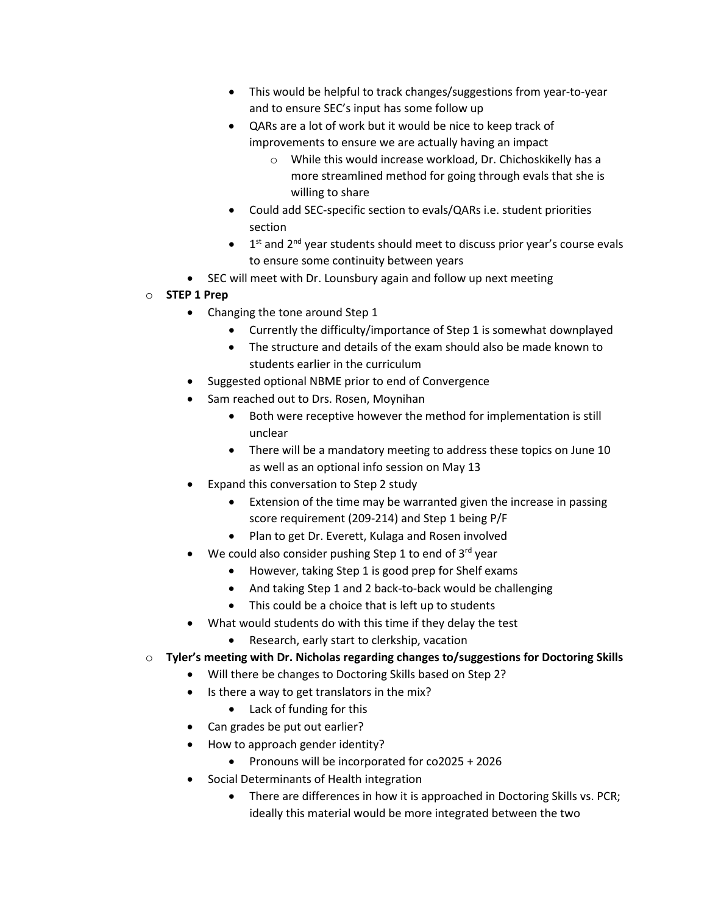- This would be helpful to track changes/suggestions from year-to-year and to ensure SEC's input has some follow up
        - QARs are a lot of work but it would be nice to keep track of improvements to ensure we are actually having an impact
            - While this would increase workload, Dr. Chichoskikelly has a more streamlined method for going through evals that she is willing to share
        - Could add SEC-specific section to evals/QARs i.e. student priorities section
        - 1st and 2nd year students should meet to discuss prior year's course evals to ensure some continuity between years
    - SEC will meet with Dr. Lounsbury again and follow up next meeting
- **STEP 1 Prep**
    - Changing the tone around Step 1
        - Currently the difficulty/importance of Step 1 is somewhat downplayed
        - The structure and details of the exam should also be made known to students earlier in the curriculum
    - Suggested optional NBME prior to end of Convergence
    - Sam reached out to Drs. Rosen, Moynihan
        - Both were receptive however the method for implementation is still unclear
        - There will be a mandatory meeting to address these topics on June 10 as well as an optional info session on May 13
    - Expand this conversation to Step 2 study
        - Extension of the time may be warranted given the increase in passing score requirement (209-214) and Step 1 being P/F
        - Plan to get Dr. Everett, Kulaga and Rosen involved
    - We could also consider pushing Step 1 to end of 3rd year
        - However, taking Step 1 is good prep for Shelf exams
        - And taking Step 1 and 2 back-to-back would be challenging
        - This could be a choice that is left up to students
    - What would students do with this time if they delay the test
        - Research, early start to clerkship, vacation
- **Tyler's meeting with Dr. Nicholas regarding changes to/suggestions for Doctoring Skills**
    - Will there be changes to Doctoring Skills based on Step 2?
    - Is there a way to get translators in the mix?
        - Lack of funding for this
    - Can grades be put out earlier?
    - How to approach gender identity?
        - Pronouns will be incorporated for co2025 + 2026
    - Social Determinants of Health integration
        - There are differences in how it is approached in Doctoring Skills vs. PCR; ideally this material would be more integrated between the two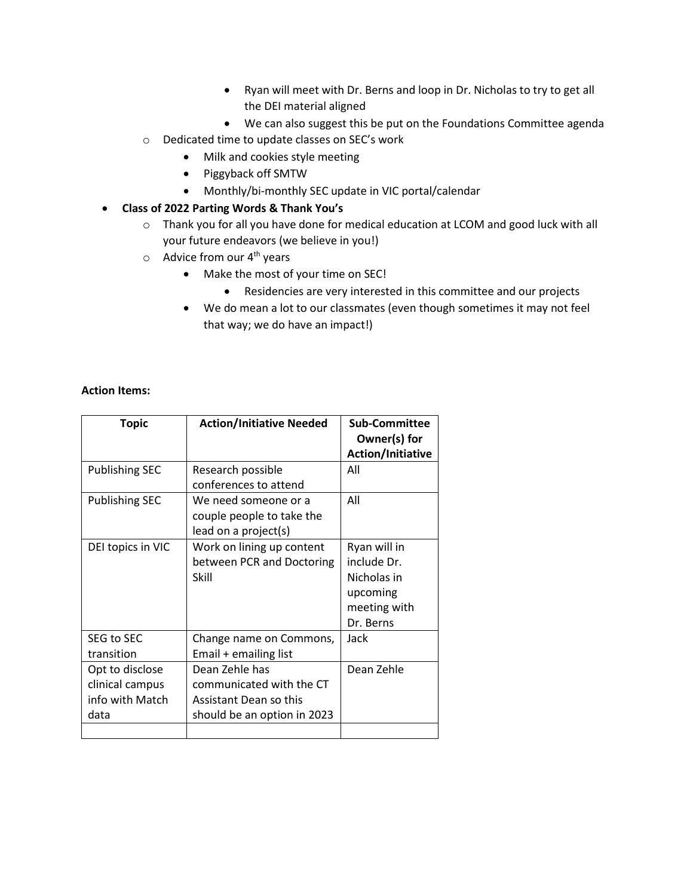- Ryan will meet with Dr. Berns and loop in Dr. Nicholas to try to get all the DEI material aligned
        - We can also suggest this be put on the Foundations Committee agenda
  - Dedicated time to update classes on SEC's work
    - Milk and cookies style meeting
    - Piggyback off SMTW
    - Monthly/bi-monthly SEC update in VIC portal/calendar
- **Class of 2022 Parting Words & Thank You's**
  - Thank you for all you have done for medical education at LCOM and good luck with all your future endeavors (we believe in you!)
  - Advice from our 4th years
    - Make the most of your time on SEC!
      - Residencies are very interested in this committee and our projects
    - We do mean a lot to our classmates (even though sometimes it may not feel that way; we do have an impact!)

**Action Items:**

| Topic | Action/Initiative Needed | Sub-Committee Owner(s) for Action/Initiative |
|---|---|---|
| Publishing SEC | Research possible conferences to attend | All |
| Publishing SEC | We need someone or a couple people to take the lead on a project(s) | All |
| DEI topics in VIC | Work on lining up content between PCR and Doctoring Skill | Ryan will in include Dr. Nicholas in upcoming meeting with Dr. Berns |
| SEG to SEC transition | Change name on Commons, Email + emailing list | Jack |
| Opt to disclose clinical campus info with Match data | Dean Zehle has communicated with the CT Assistant Dean so this should be an option in 2023 | Dean Zehle |
| | | |